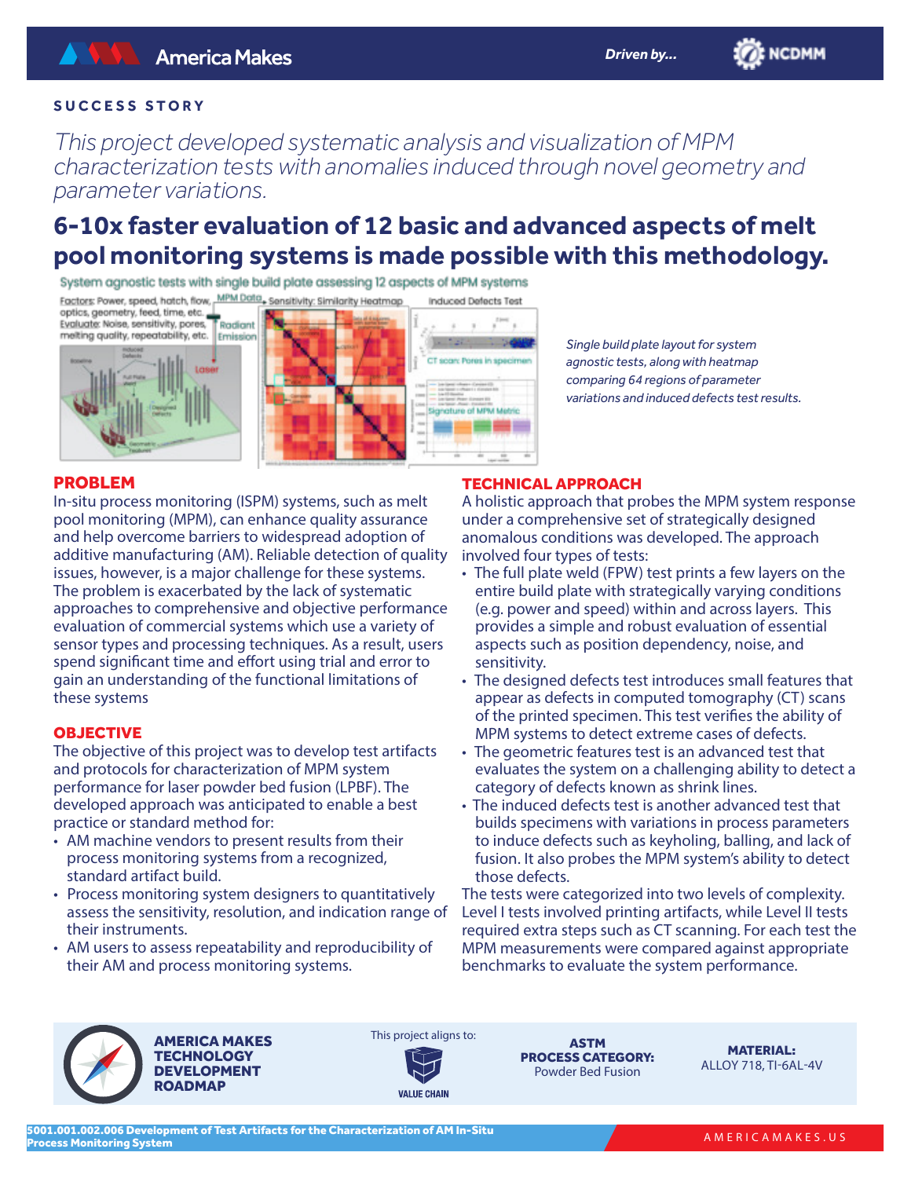SUCCESS STORY

*This project developed systematic analysis and visualization of MPM characterization tests with anomalies induced through novel geometry and parameter variations.*

# 6-10x faster evaluation of 12 basic and advanced aspects of melt pool monitoring systems is made possible with this methodology.

*Single build plate layout for system agnostic tests, along with heatmap comparing 64 regions of parameter variations and induced defects test results.*

## PROBLEM

In-situ process monitoring (ISPM) systems, such as melt pool monitoring (MPM), can enhance quality assurance and help overcome barriers to widespread adoption of additive manufacturing (AM). Reliable detection of quality issues, however, is a major challenge for these systems. The problem is exacerbated by the lack of systematic approaches to comprehensive and objective performance evaluation of commercial systems which use a variety of sensor types and processing techniques. As a result, users spend significant time and effort using trial and error to gain an understanding of the functional limitations of these systems

## OBJECTIVE

The objective of this project was to develop test artifacts and protocols for characterization of MPM system performance for laser powder bed fusion (LPBF). The developed approach was anticipated to enable a best practice or standard method for:

- AM machine vendors to present results from their process monitoring systems from a recognized, standard artifact build.
- Process monitoring system designers to quantitatively assess the sensitivity, resolution, and indication range of their instruments.
- AM users to assess repeatability and reproducibility of their AM and process monitoring systems.

## TECHNICAL APPROACH

A holistic approach that probes the MPM system response under a comprehensive set of strategically designed anomalous conditions was developed. The approach involved four types of tests:

- The full plate weld (FPW) test prints a few layers on the entire build plate with strategically varying conditions (e.g. power and speed) within and across layers. This provides a simple and robust evaluation of essential aspects such as position dependency, noise, and sensitivity.
- The designed defects test introduces small features that appear as defects in computed tomography (CT) scans of the printed specimen. This test verifies the ability of MPM systems to detect extreme cases of defects.
- The geometric features test is an advanced test that evaluates the system on a challenging ability to detect a category of defects known as shrink lines.
- The induced defects test is another advanced test that builds specimens with variations in process parameters to induce defects such as keyholing, balling, and lack of fusion. It also probes the MPM system's ability to detect those defects.

The tests were categorized into two levels of complexity. Level I tests involved printing artifacts, while Level II tests required extra steps such as CT scanning. For each test the MPM measurements were compared against appropriate benchmarks to evaluate the system performance.

**AMERICA MAKES TECHNOLOGY DEVELOPMENT ROADMAP**

This project aligns to: VALUE CHAIN

**ASTM PROCESS CATEGORY:** Powder Bed Fusion

**MATERIAL:** ALLOY 718, TI-6AL-4V

5001.001.002.006 Development of Test Artifacts for the Characterization of AM In-Situ Process Monitoring System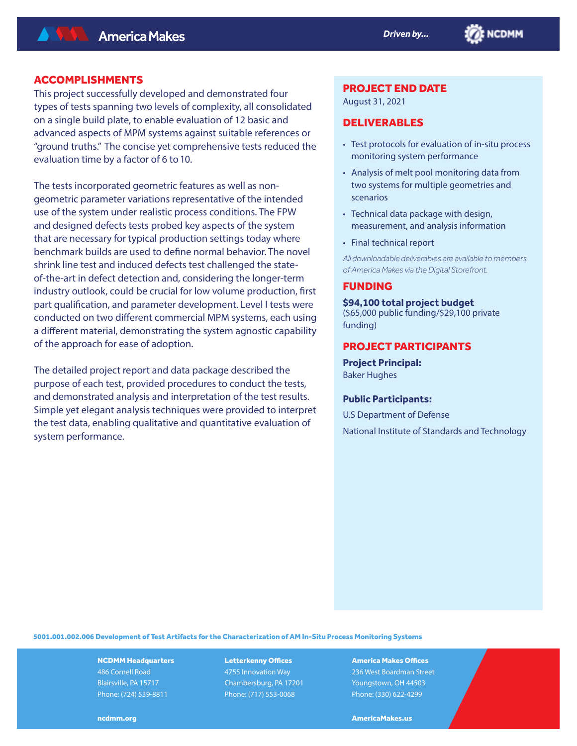## ACCOMPLISHMENTS

This project successfully developed and demonstrated four types of tests spanning two levels of complexity, all consolidated on a single build plate, to enable evaluation of 12 basic and advanced aspects of MPM systems against suitable references or "ground truths." The concise yet comprehensive tests reduced the evaluation time by a factor of 6 to 10.

The tests incorporated geometric features as well as non-geometric parameter variations representative of the intended use of the system under realistic process conditions. The FPW and designed defects tests probed key aspects of the system that are necessary for typical production settings today where benchmark builds are used to define normal behavior. The novel shrink line test and induced defects test challenged the state-of-the-art in defect detection and, considering the longer-term industry outlook, could be crucial for low volume production, first part qualification, and parameter development. Level I tests were conducted on two different commercial MPM systems, each using a different material, demonstrating the system agnostic capability of the approach for ease of adoption.

The detailed project report and data package described the purpose of each test, provided procedures to conduct the tests, and demonstrated analysis and interpretation of the test results. Simple yet elegant analysis techniques were provided to interpret the test data, enabling qualitative and quantitative evaluation of system performance.

## PROJECT END DATE

August 31, 2021

## DELIVERABLES

- Test protocols for evaluation of in-situ process monitoring system performance
- Analysis of melt pool monitoring data from two systems for multiple geometries and scenarios
- Technical data package with design, measurement, and analysis information
- Final technical report

*All downloadable deliverables are available to members of America Makes via the Digital Storefront.*

## FUNDING

**$94,100 total project budget**
($65,000 public funding/$29,100 private funding)

## PROJECT PARTICIPANTS

**Project Principal:**
Baker Hughes

**Public Participants:**

U.S Department of Defense

National Institute of Standards and Technology

5001.001.002.006 Development of Test Artifacts for the Characterization of AM In-Situ Process Monitoring Systems

**NCDMM Headquarters**
486 Cornell Road
Blairsville, PA 15717
Phone: (724) 539-8811

**Letterkenny Offices**
4755 Innovation Way
Chambersburg, PA 17201
Phone: (717) 553-0068

**America Makes Offices**
236 West Boardman Street
Youngstown, OH 44503
Phone: (330) 622-4299

ncdmm.org

AmericaMakes.us